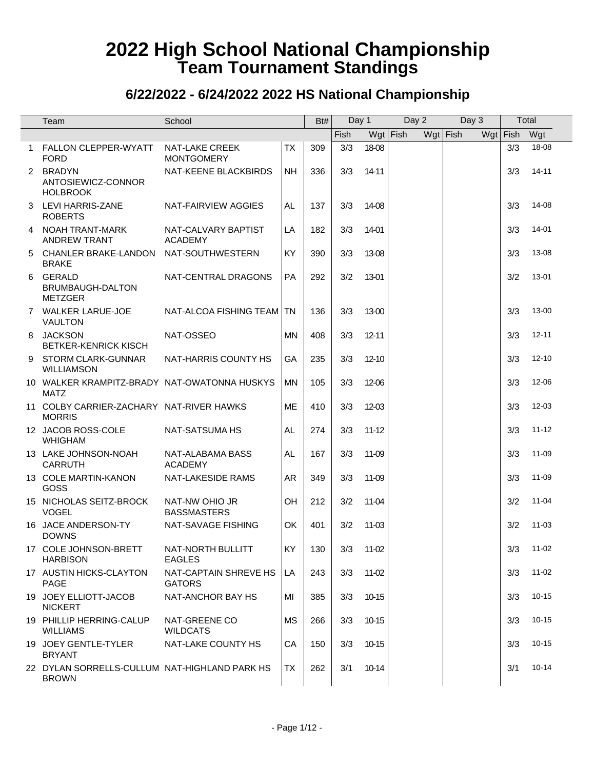# 2022 High School National Championship
## Team Tournament Standings

### 6/22/2022 - 6/24/2022 2022 HS National Championship

| | Team | School | | Bt# | Day 1 | | Day 2 | | Day 3 | | Total | |
|---|---|---|---|---|---|---|---|---|---|---|---|---|
| | | | | | Fish | Wgt | Fish | Wgt | Fish | Wgt | Fish | Wgt |
| 1 | FALLON CLEPPER-WYATT FORD | NAT-LAKE CREEK MONTGOMERY | TX | 309 | 3/3 | 18-08 | | | | | 3/3 | 18-08 |
| 2 | BRADYN ANTOSIEWICZ-CONNOR HOLBROOK | NAT-KEENE BLACKBIRDS | NH | 336 | 3/3 | 14-11 | | | | | 3/3 | 14-11 |
| 3 | LEVI HARRIS-ZANE ROBERTS | NAT-FAIRVIEW AGGIES | AL | 137 | 3/3 | 14-08 | | | | | 3/3 | 14-08 |
| 4 | NOAH TRANT-MARK ANDREW TRANT | NAT-CALVARY BAPTIST ACADEMY | LA | 182 | 3/3 | 14-01 | | | | | 3/3 | 14-01 |
| 5 | CHANLER BRAKE-LANDON BRAKE | NAT-SOUTHWESTERN | KY | 390 | 3/3 | 13-08 | | | | | 3/3 | 13-08 |
| 6 | GERALD BRUMBAUGH-DALTON METZGER | NAT-CENTRAL DRAGONS | PA | 292 | 3/2 | 13-01 | | | | | 3/2 | 13-01 |
| 7 | WALKER LARUE-JOE VAULTON | NAT-ALCOA FISHING TEAM | TN | 136 | 3/3 | 13-00 | | | | | 3/3 | 13-00 |
| 8 | JACKSON BETKER-KENRICK KISCH | NAT-OSSEO | MN | 408 | 3/3 | 12-11 | | | | | 3/3 | 12-11 |
| 9 | STORM CLARK-GUNNAR WILLIAMSON | NAT-HARRIS COUNTY HS | GA | 235 | 3/3 | 12-10 | | | | | 3/3 | 12-10 |
| 10 | WALKER KRAMPITZ-BRADY MATZ | NAT-OWATONNA HUSKYS | MN | 105 | 3/3 | 12-06 | | | | | 3/3 | 12-06 |
| 11 | COLBY CARRIER-ZACHARY MORRIS | NAT-RIVER HAWKS | ME | 410 | 3/3 | 12-03 | | | | | 3/3 | 12-03 |
| 12 | JACOB ROSS-COLE WHIGHAM | NAT-SATSUMA HS | AL | 274 | 3/3 | 11-12 | | | | | 3/3 | 11-12 |
| 13 | LAKE JOHNSON-NOAH CARRUTH | NAT-ALABAMA BASS ACADEMY | AL | 167 | 3/3 | 11-09 | | | | | 3/3 | 11-09 |
| 13 | COLE MARTIN-KANON GOSS | NAT-LAKESIDE RAMS | AR | 349 | 3/3 | 11-09 | | | | | 3/3 | 11-09 |
| 15 | NICHOLAS SEITZ-BROCK VOGEL | NAT-NW OHIO JR BASSMASTERS | OH | 212 | 3/2 | 11-04 | | | | | 3/2 | 11-04 |
| 16 | JACE ANDERSON-TY DOWNS | NAT-SAVAGE FISHING | OK | 401 | 3/2 | 11-03 | | | | | 3/2 | 11-03 |
| 17 | COLE JOHNSON-BRETT HARBISON | NAT-NORTH BULLITT EAGLES | KY | 130 | 3/3 | 11-02 | | | | | 3/3 | 11-02 |
| 17 | AUSTIN HICKS-CLAYTON PAGE | NAT-CAPTAIN SHREVE HS GATORS | LA | 243 | 3/3 | 11-02 | | | | | 3/3 | 11-02 |
| 19 | JOEY ELLIOTT-JACOB NICKERT | NAT-ANCHOR BAY HS | MI | 385 | 3/3 | 10-15 | | | | | 3/3 | 10-15 |
| 19 | PHILLIP HERRING-CALUP WILLIAMS | NAT-GREENE CO WILDCATS | MS | 266 | 3/3 | 10-15 | | | | | 3/3 | 10-15 |
| 19 | JOEY GENTLE-TYLER BRYANT | NAT-LAKE COUNTY HS | CA | 150 | 3/3 | 10-15 | | | | | 3/3 | 10-15 |
| 22 | DYLAN SORRELLS-CULLUM BROWN | NAT-HIGHLAND PARK HS | TX | 262 | 3/1 | 10-14 | | | | | 3/1 | 10-14 |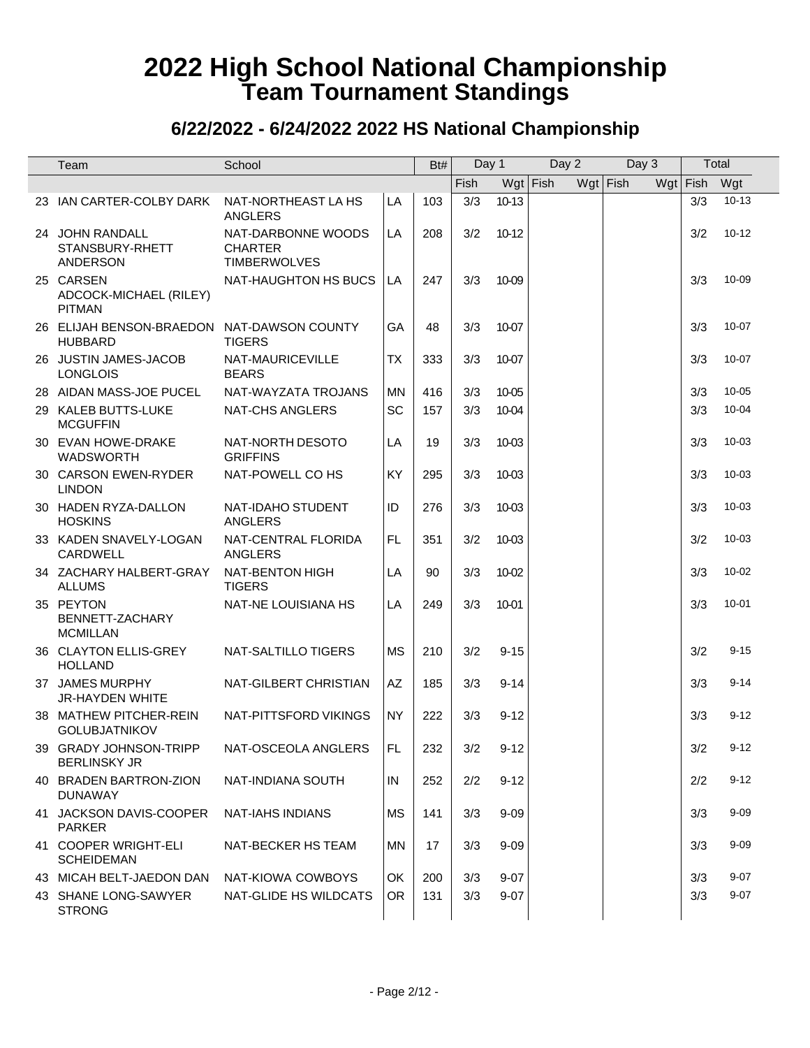# 2022 High School National Championship
## Team Tournament Standings

### 6/22/2022 - 6/24/2022 2022 HS National Championship

| | Team | School | | Bt# | Day 1 | | Day 2 | | Day 3 | | Total | |
|---|---|---|---|---|---|---|---|---|---|---|---|---|
| | | | | | Fish | Wgt | Fish | Wgt | Fish | Wgt | Fish | Wgt |
| 23 | IAN CARTER-COLBY DARK | NAT-NORTHEAST LA HS ANGLERS | LA | 103 | 3/3 | 10-13 | | | | | 3/3 | 10-13 |
| 24 | JOHN RANDALL STANSBURY-RHETT ANDERSON | NAT-DARBONNE WOODS CHARTER TIMBERWOLVES | LA | 208 | 3/2 | 10-12 | | | | | 3/2 | 10-12 |
| 25 | CARSEN ADCOCK-MICHAEL (RILEY) PITMAN | NAT-HAUGHTON HS BUCS | LA | 247 | 3/3 | 10-09 | | | | | 3/3 | 10-09 |
| 26 | ELIJAH BENSON-BRAEDON HUBBARD | NAT-DAWSON COUNTY TIGERS | GA | 48 | 3/3 | 10-07 | | | | | 3/3 | 10-07 |
| 26 | JUSTIN JAMES-JACOB LONGLOIS | NAT-MAURICEVILLE BEARS | TX | 333 | 3/3 | 10-07 | | | | | 3/3 | 10-07 |
| 28 | AIDAN MASS-JOE PUCEL | NAT-WAYZATA TROJANS | MN | 416 | 3/3 | 10-05 | | | | | 3/3 | 10-05 |
| 29 | KALEB BUTTS-LUKE MCGUFFIN | NAT-CHS ANGLERS | SC | 157 | 3/3 | 10-04 | | | | | 3/3 | 10-04 |
| 30 | EVAN HOWE-DRAKE WADSWORTH | NAT-NORTH DESOTO GRIFFINS | LA | 19 | 3/3 | 10-03 | | | | | 3/3 | 10-03 |
| 30 | CARSON EWEN-RYDER LINDON | NAT-POWELL CO HS | KY | 295 | 3/3 | 10-03 | | | | | 3/3 | 10-03 |
| 30 | HADEN RYZA-DALLON HOSKINS | NAT-IDAHO STUDENT ANGLERS | ID | 276 | 3/3 | 10-03 | | | | | 3/3 | 10-03 |
| 33 | KADEN SNAVELY-LOGAN CARDWELL | NAT-CENTRAL FLORIDA ANGLERS | FL | 351 | 3/2 | 10-03 | | | | | 3/2 | 10-03 |
| 34 | ZACHARY HALBERT-GRAY ALLUMS | NAT-BENTON HIGH TIGERS | LA | 90 | 3/3 | 10-02 | | | | | 3/3 | 10-02 |
| 35 | PEYTON BENNETT-ZACHARY MCMILLAN | NAT-NE LOUISIANA HS | LA | 249 | 3/3 | 10-01 | | | | | 3/3 | 10-01 |
| 36 | CLAYTON ELLIS-GREY HOLLAND | NAT-SALTILLO TIGERS | MS | 210 | 3/2 | 9-15 | | | | | 3/2 | 9-15 |
| 37 | JAMES MURPHY JR-HAYDEN WHITE | NAT-GILBERT CHRISTIAN | AZ | 185 | 3/3 | 9-14 | | | | | 3/3 | 9-14 |
| 38 | MATHEW PITCHER-REIN GOLUBJATNIKOV | NAT-PITTSFORD VIKINGS | NY | 222 | 3/3 | 9-12 | | | | | 3/3 | 9-12 |
| 39 | GRADY JOHNSON-TRIPP BERLINSKY JR | NAT-OSCEOLA ANGLERS | FL | 232 | 3/2 | 9-12 | | | | | 3/2 | 9-12 |
| 40 | BRADEN BARTRON-ZION DUNAWAY | NAT-INDIANA SOUTH | IN | 252 | 2/2 | 9-12 | | | | | 2/2 | 9-12 |
| 41 | JACKSON DAVIS-COOPER PARKER | NAT-IAHS INDIANS | MS | 141 | 3/3 | 9-09 | | | | | 3/3 | 9-09 |
| 41 | COOPER WRIGHT-ELI SCHEIDEMAN | NAT-BECKER HS TEAM | MN | 17 | 3/3 | 9-09 | | | | | 3/3 | 9-09 |
| 43 | MICAH BELT-JAEDON DAN | NAT-KIOWA COWBOYS | OK | 200 | 3/3 | 9-07 | | | | | 3/3 | 9-07 |
| 43 | SHANE LONG-SAWYER STRONG | NAT-GLIDE HS WILDCATS | OR | 131 | 3/3 | 9-07 | | | | | 3/3 | 9-07 |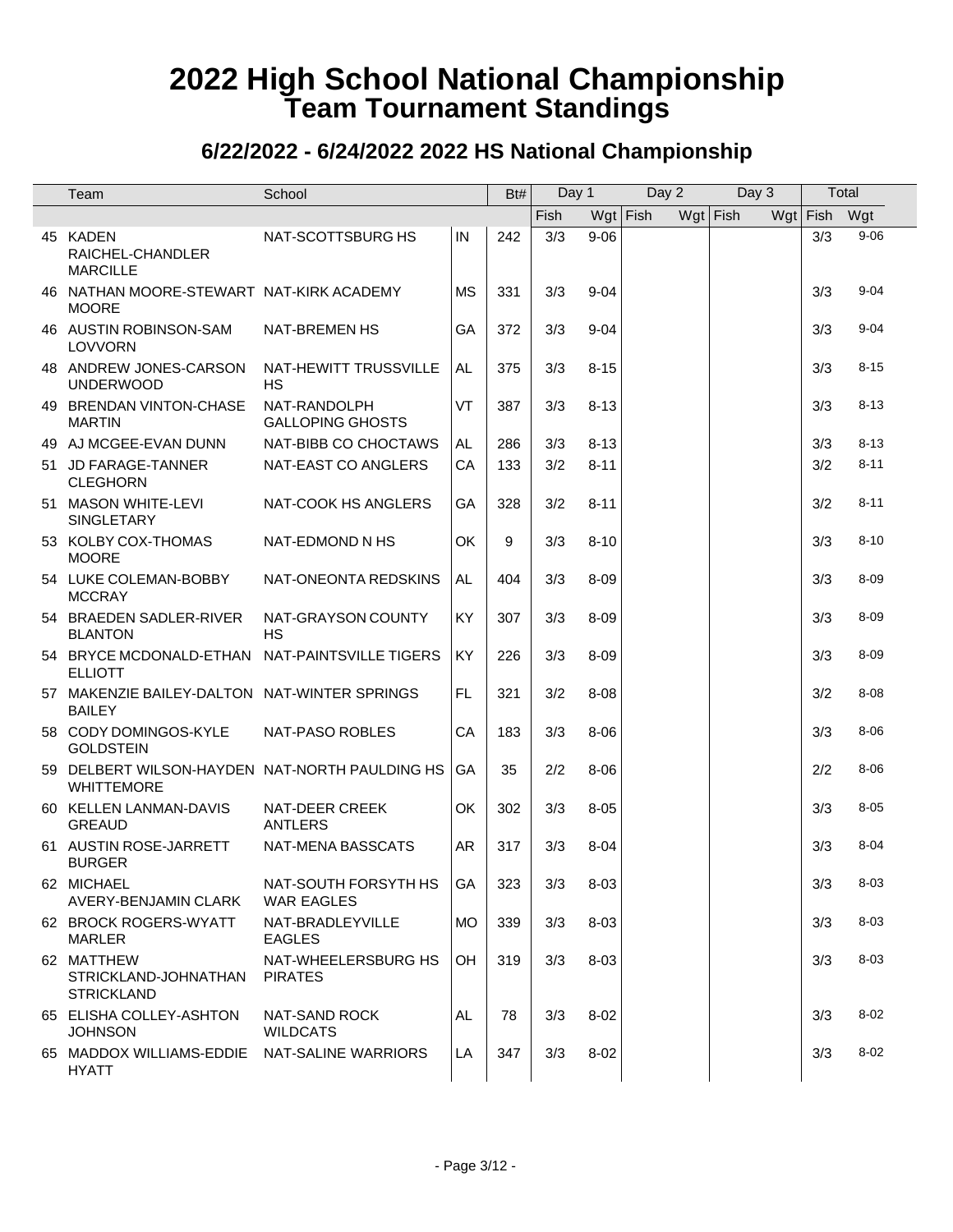# 2022 High School National Championship
# Team Tournament Standings

## 6/22/2022 - 6/24/2022 2022 HS National Championship

| | Team | School | | Bt# | Day 1 | | Day 2 | | Day 3 | | Total | |
|---|---|---|---|---|---|---|---|---|---|---|---|---|
| | | | | | Fish | Wgt | Fish | Wgt | Fish | Wgt | Fish | Wgt |
| 45 | KADEN RAICHEL-CHANDLER MARCILLE | NAT-SCOTTSBURG HS | IN | 242 | 3/3 | 9-06 | | | | | 3/3 | 9-06 |
| 46 | NATHAN MOORE-STEWART MOORE | NAT-KIRK ACADEMY | MS | 331 | 3/3 | 9-04 | | | | | 3/3 | 9-04 |
| 46 | AUSTIN ROBINSON-SAM LOVVORN | NAT-BREMEN HS | GA | 372 | 3/3 | 9-04 | | | | | 3/3 | 9-04 |
| 48 | ANDREW JONES-CARSON UNDERWOOD | NAT-HEWITT TRUSSVILLE HS | AL | 375 | 3/3 | 8-15 | | | | | 3/3 | 8-15 |
| 49 | BRENDAN VINTON-CHASE MARTIN | NAT-RANDOLPH GALLOPING GHOSTS | VT | 387 | 3/3 | 8-13 | | | | | 3/3 | 8-13 |
| 49 | AJ MCGEE-EVAN DUNN | NAT-BIBB CO CHOCTAWS | AL | 286 | 3/3 | 8-13 | | | | | 3/3 | 8-13 |
| 51 | JD FARAGE-TANNER CLEGHORN | NAT-EAST CO ANGLERS | CA | 133 | 3/2 | 8-11 | | | | | 3/2 | 8-11 |
| 51 | MASON WHITE-LEVI SINGLETARY | NAT-COOK HS ANGLERS | GA | 328 | 3/2 | 8-11 | | | | | 3/2 | 8-11 |
| 53 | KOLBY COX-THOMAS MOORE | NAT-EDMOND N HS | OK | 9 | 3/3 | 8-10 | | | | | 3/3 | 8-10 |
| 54 | LUKE COLEMAN-BOBBY MCCRAY | NAT-ONEONTA REDSKINS | AL | 404 | 3/3 | 8-09 | | | | | 3/3 | 8-09 |
| 54 | BRAEDEN SADLER-RIVER BLANTON | NAT-GRAYSON COUNTY HS | KY | 307 | 3/3 | 8-09 | | | | | 3/3 | 8-09 |
| 54 | BRYCE MCDONALD-ETHAN ELLIOTT | NAT-PAINTSVILLE TIGERS | KY | 226 | 3/3 | 8-09 | | | | | 3/3 | 8-09 |
| 57 | MAKENZIE BAILEY-DALTON BAILEY | NAT-WINTER SPRINGS | FL | 321 | 3/2 | 8-08 | | | | | 3/2 | 8-08 |
| 58 | CODY DOMINGOS-KYLE GOLDSTEIN | NAT-PASO ROBLES | CA | 183 | 3/3 | 8-06 | | | | | 3/3 | 8-06 |
| 59 | DELBERT WILSON-HAYDEN WHITTEMORE | NAT-NORTH PAULDING HS | GA | 35 | 2/2 | 8-06 | | | | | 2/2 | 8-06 |
| 60 | KELLEN LANMAN-DAVIS GREAUD | NAT-DEER CREEK ANTLERS | OK | 302 | 3/3 | 8-05 | | | | | 3/3 | 8-05 |
| 61 | AUSTIN ROSE-JARRETT BURGER | NAT-MENA BASSCATS | AR | 317 | 3/3 | 8-04 | | | | | 3/3 | 8-04 |
| 62 | MICHAEL AVERY-BENJAMIN CLARK | NAT-SOUTH FORSYTH HS WAR EAGLES | GA | 323 | 3/3 | 8-03 | | | | | 3/3 | 8-03 |
| 62 | BROCK ROGERS-WYATT MARLER | NAT-BRADLEYVILLE EAGLES | MO | 339 | 3/3 | 8-03 | | | | | 3/3 | 8-03 |
| 62 | MATTHEW STRICKLAND-JOHNATHAN STRICKLAND | NAT-WHEELERSBURG HS PIRATES | OH | 319 | 3/3 | 8-03 | | | | | 3/3 | 8-03 |
| 65 | ELISHA COLLEY-ASHTON JOHNSON | NAT-SAND ROCK WILDCATS | AL | 78 | 3/3 | 8-02 | | | | | 3/3 | 8-02 |
| 65 | MADDOX WILLIAMS-EDDIE HYATT | NAT-SALINE WARRIORS | LA | 347 | 3/3 | 8-02 | | | | | 3/3 | 8-02 |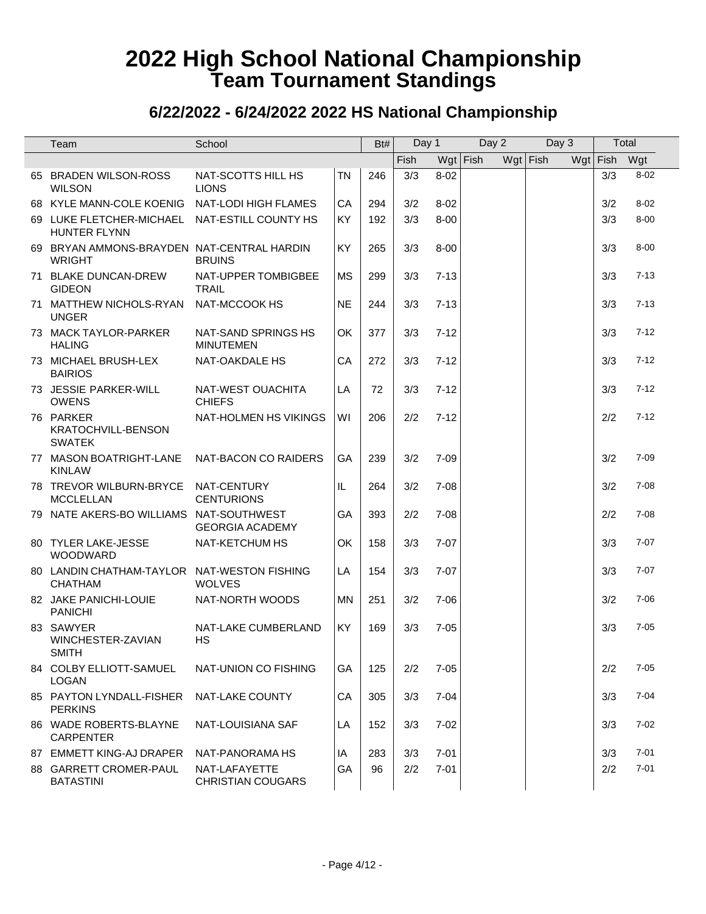# 2022 High School National Championship
## Team Tournament Standings

### 6/22/2022 - 6/24/2022 2022 HS National Championship

| | Team | School | | Bt# | Day 1 | | Day 2 | | Day 3 | | Total | |
|---|---|---|---|---|---|---|---|---|---|---|---|---|
| | | | | | Fish | Wgt | Fish | Wgt | Fish | Wgt | Fish | Wgt |
| 65 | BRADEN WILSON-ROSS WILSON | NAT-SCOTTS HILL HS LIONS | TN | 246 | 3/3 | 8-02 | | | | | 3/3 | 8-02 |
| 68 | KYLE MANN-COLE KOENIG | NAT-LODI HIGH FLAMES | CA | 294 | 3/2 | 8-02 | | | | | 3/2 | 8-02 |
| 69 | LUKE FLETCHER-MICHAEL HUNTER FLYNN | NAT-ESTILL COUNTY HS | KY | 192 | 3/3 | 8-00 | | | | | 3/3 | 8-00 |
| 69 | BRYAN AMMONS-BRAYDEN WRIGHT | NAT-CENTRAL HARDIN BRUINS | KY | 265 | 3/3 | 8-00 | | | | | 3/3 | 8-00 |
| 71 | BLAKE DUNCAN-DREW GIDEON | NAT-UPPER TOMBIGBEE TRAIL | MS | 299 | 3/3 | 7-13 | | | | | 3/3 | 7-13 |
| 71 | MATTHEW NICHOLS-RYAN UNGER | NAT-MCCOOK HS | NE | 244 | 3/3 | 7-13 | | | | | 3/3 | 7-13 |
| 73 | MACK TAYLOR-PARKER HALING | NAT-SAND SPRINGS HS MINUTEMEN | OK | 377 | 3/3 | 7-12 | | | | | 3/3 | 7-12 |
| 73 | MICHAEL BRUSH-LEX BAIRIOS | NAT-OAKDALE HS | CA | 272 | 3/3 | 7-12 | | | | | 3/3 | 7-12 |
| 73 | JESSIE PARKER-WILL OWENS | NAT-WEST OUACHITA CHIEFS | LA | 72 | 3/3 | 7-12 | | | | | 3/3 | 7-12 |
| 76 | PARKER KRATOCHVILL-BENSON SWATEK | NAT-HOLMEN HS VIKINGS | WI | 206 | 2/2 | 7-12 | | | | | 2/2 | 7-12 |
| 77 | MASON BOATRIGHT-LANE KINLAW | NAT-BACON CO RAIDERS | GA | 239 | 3/2 | 7-09 | | | | | 3/2 | 7-09 |
| 78 | TREVOR WILBURN-BRYCE MCCLELLAN | NAT-CENTURY CENTURIONS | IL | 264 | 3/2 | 7-08 | | | | | 3/2 | 7-08 |
| 79 | NATE AKERS-BO WILLIAMS | NAT-SOUTHWEST GEORGIA ACADEMY | GA | 393 | 2/2 | 7-08 | | | | | 2/2 | 7-08 |
| 80 | TYLER LAKE-JESSE WOODWARD | NAT-KETCHUM HS | OK | 158 | 3/3 | 7-07 | | | | | 3/3 | 7-07 |
| 80 | LANDIN CHATHAM-TAYLOR CHATHAM | NAT-WESTON FISHING WOLVES | LA | 154 | 3/3 | 7-07 | | | | | 3/3 | 7-07 |
| 82 | JAKE PANICHI-LOUIE PANICHI | NAT-NORTH WOODS | MN | 251 | 3/2 | 7-06 | | | | | 3/2 | 7-06 |
| 83 | SAWYER WINCHESTER-ZAVIAN SMITH | NAT-LAKE CUMBERLAND HS | KY | 169 | 3/3 | 7-05 | | | | | 3/3 | 7-05 |
| 84 | COLBY ELLIOTT-SAMUEL LOGAN | NAT-UNION CO FISHING | GA | 125 | 2/2 | 7-05 | | | | | 2/2 | 7-05 |
| 85 | PAYTON LYNDALL-FISHER PERKINS | NAT-LAKE COUNTY | CA | 305 | 3/3 | 7-04 | | | | | 3/3 | 7-04 |
| 86 | WADE ROBERTS-BLAYNE CARPENTER | NAT-LOUISIANA SAF | LA | 152 | 3/3 | 7-02 | | | | | 3/3 | 7-02 |
| 87 | EMMETT KING-AJ DRAPER | NAT-PANORAMA HS | IA | 283 | 3/3 | 7-01 | | | | | 3/3 | 7-01 |
| 88 | GARRETT CROMER-PAUL BATASTINI | NAT-LAFAYETTE CHRISTIAN COUGARS | GA | 96 | 2/2 | 7-01 | | | | | 2/2 | 7-01 |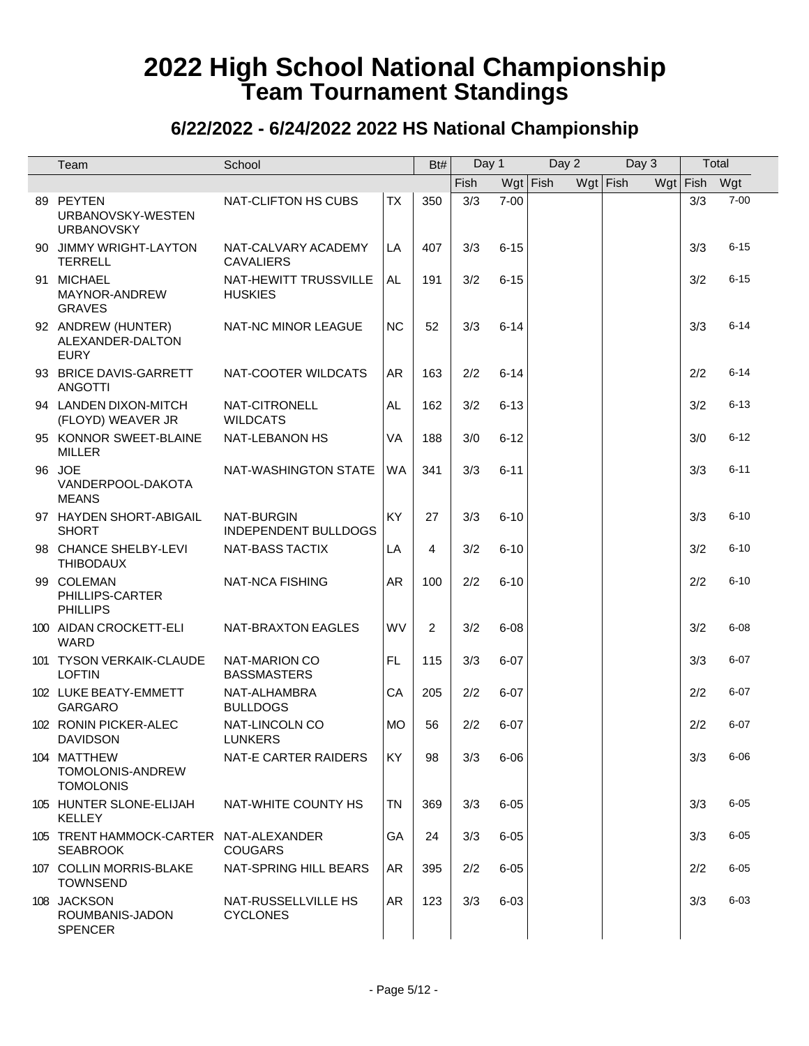# 2022 High School National Championship
## Team Tournament Standings

### 6/22/2022 - 6/24/2022 2022 HS National Championship

| | Team | School | | Bt# | Day 1 | | Day 2 | | Day 3 | | Total | |
|---|---|---|---|---|---|---|---|---|---|---|---|---|
| | | | | | Fish | Wgt | Fish | Wgt | Fish | Wgt | Fish | Wgt |
| 89 | PEYTEN URBANOVSKY-WESTEN URBANOVSKY | NAT-CLIFTON HS CUBS | TX | 350 | 3/3 | 7-00 | | | | | 3/3 | 7-00 |
| 90 | JIMMY WRIGHT-LAYTON TERRELL | NAT-CALVARY ACADEMY CAVALIERS | LA | 407 | 3/3 | 6-15 | | | | | 3/3 | 6-15 |
| 91 | MICHAEL MAYNOR-ANDREW GRAVES | NAT-HEWITT TRUSSVILLE HUSKIES | AL | 191 | 3/2 | 6-15 | | | | | 3/2 | 6-15 |
| 92 | ANDREW (HUNTER) ALEXANDER-DALTON EURY | NAT-NC MINOR LEAGUE | NC | 52 | 3/3 | 6-14 | | | | | 3/3 | 6-14 |
| 93 | BRICE DAVIS-GARRETT ANGOTTI | NAT-COOTER WILDCATS | AR | 163 | 2/2 | 6-14 | | | | | 2/2 | 6-14 |
| 94 | LANDEN DIXON-MITCH (FLOYD) WEAVER JR | NAT-CITRONELL WILDCATS | AL | 162 | 3/2 | 6-13 | | | | | 3/2 | 6-13 |
| 95 | KONNOR SWEET-BLAINE MILLER | NAT-LEBANON HS | VA | 188 | 3/0 | 6-12 | | | | | 3/0 | 6-12 |
| 96 | JOE VANDERPOOL-DAKOTA MEANS | NAT-WASHINGTON STATE | WA | 341 | 3/3 | 6-11 | | | | | 3/3 | 6-11 |
| 97 | HAYDEN SHORT-ABIGAIL SHORT | NAT-BURGIN INDEPENDENT BULLDOGS | KY | 27 | 3/3 | 6-10 | | | | | 3/3 | 6-10 |
| 98 | CHANCE SHELBY-LEVI THIBODAUX | NAT-BASS TACTIX | LA | 4 | 3/2 | 6-10 | | | | | 3/2 | 6-10 |
| 99 | COLEMAN PHILLIPS-CARTER PHILLIPS | NAT-NCA FISHING | AR | 100 | 2/2 | 6-10 | | | | | 2/2 | 6-10 |
| 100 | AIDAN CROCKETT-ELI WARD | NAT-BRAXTON EAGLES | WV | 2 | 3/2 | 6-08 | | | | | 3/2 | 6-08 |
| 101 | TYSON VERKAIK-CLAUDE LOFTIN | NAT-MARION CO BASSMASTERS | FL | 115 | 3/3 | 6-07 | | | | | 3/3 | 6-07 |
| 102 | LUKE BEATY-EMMETT GARGARO | NAT-ALHAMBRA BULLDOGS | CA | 205 | 2/2 | 6-07 | | | | | 2/2 | 6-07 |
| 102 | RONIN PICKER-ALEC DAVIDSON | NAT-LINCOLN CO LUNKERS | MO | 56 | 2/2 | 6-07 | | | | | 2/2 | 6-07 |
| 104 | MATTHEW TOMOLONIS-ANDREW TOMOLONIS | NAT-E CARTER RAIDERS | KY | 98 | 3/3 | 6-06 | | | | | 3/3 | 6-06 |
| 105 | HUNTER SLONE-ELIJAH KELLEY | NAT-WHITE COUNTY HS | TN | 369 | 3/3 | 6-05 | | | | | 3/3 | 6-05 |
| 105 | TRENT HAMMOCK-CARTER SEABROOK | NAT-ALEXANDER COUGARS | GA | 24 | 3/3 | 6-05 | | | | | 3/3 | 6-05 |
| 107 | COLLIN MORRIS-BLAKE TOWNSEND | NAT-SPRING HILL BEARS | AR | 395 | 2/2 | 6-05 | | | | | 2/2 | 6-05 |
| 108 | JACKSON ROUMBANIS-JADON SPENCER | NAT-RUSSELLVILLE HS CYCLONES | AR | 123 | 3/3 | 6-03 | | | | | 3/3 | 6-03 |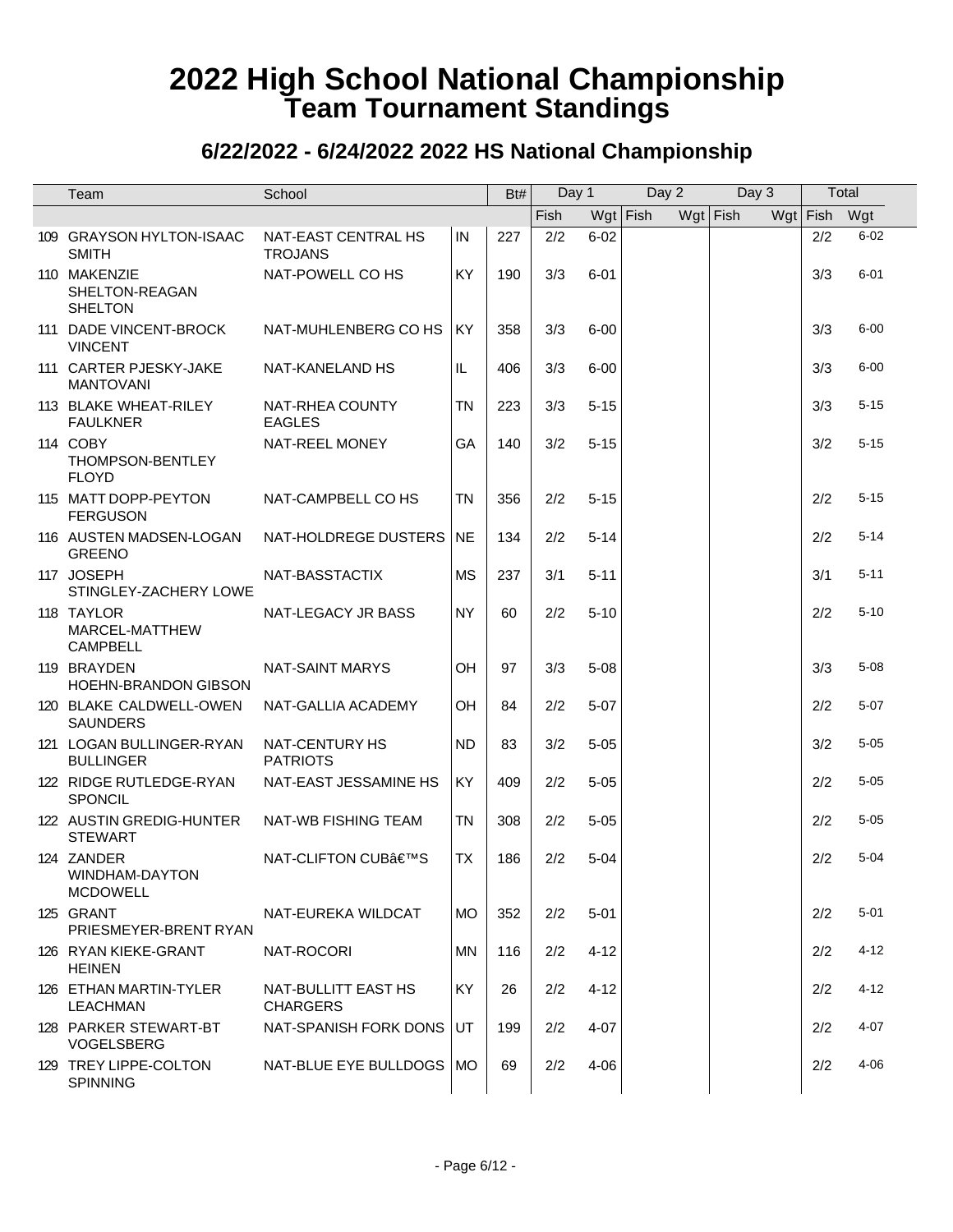# 2022 High School National Championship
## Team Tournament Standings

### 6/22/2022 - 6/24/2022 2022 HS National Championship

| | Team | School | | Bt# | Day 1 | | Day 2 | | Day 3 | | Total | |
|---|---|---|---|---|---|---|---|---|---|---|---|---|
| | | | | | Fish | Wgt | Fish | Wgt | Fish | Wgt | Fish | Wgt |
| 109 | GRAYSON HYLTON-ISAAC SMITH | NAT-EAST CENTRAL HS TROJANS | IN | 227 | 2/2 | 6-02 | | | | | 2/2 | 6-02 |
| 110 | MAKENZIE SHELTON-REAGAN SHELTON | NAT-POWELL CO HS | KY | 190 | 3/3 | 6-01 | | | | | 3/3 | 6-01 |
| 111 | DADE VINCENT-BROCK VINCENT | NAT-MUHLENBERG CO HS | KY | 358 | 3/3 | 6-00 | | | | | 3/3 | 6-00 |
| 111 | CARTER PJESKY-JAKE MANTOVANI | NAT-KANELAND HS | IL | 406 | 3/3 | 6-00 | | | | | 3/3 | 6-00 |
| 113 | BLAKE WHEAT-RILEY FAULKNER | NAT-RHEA COUNTY EAGLES | TN | 223 | 3/3 | 5-15 | | | | | 3/3 | 5-15 |
| 114 | COBY THOMPSON-BENTLEY FLOYD | NAT-REEL MONEY | GA | 140 | 3/2 | 5-15 | | | | | 3/2 | 5-15 |
| 115 | MATT DOPP-PEYTON FERGUSON | NAT-CAMPBELL CO HS | TN | 356 | 2/2 | 5-15 | | | | | 2/2 | 5-15 |
| 116 | AUSTEN MADSEN-LOGAN GREENO | NAT-HOLDREGE DUSTERS | NE | 134 | 2/2 | 5-14 | | | | | 2/2 | 5-14 |
| 117 | JOSEPH STINGLEY-ZACHERY LOWE | NAT-BASSTACTIX | MS | 237 | 3/1 | 5-11 | | | | | 3/1 | 5-11 |
| 118 | TAYLOR MARCEL-MATTHEW CAMPBELL | NAT-LEGACY JR BASS | NY | 60 | 2/2 | 5-10 | | | | | 2/2 | 5-10 |
| 119 | BRAYDEN HOEHN-BRANDON GIBSON | NAT-SAINT MARYS | OH | 97 | 3/3 | 5-08 | | | | | 3/3 | 5-08 |
| 120 | BLAKE CALDWELL-OWEN SAUNDERS | NAT-GALLIA ACADEMY | OH | 84 | 2/2 | 5-07 | | | | | 2/2 | 5-07 |
| 121 | LOGAN BULLINGER-RYAN BULLINGER | NAT-CENTURY HS PATRIOTS | ND | 83 | 3/2 | 5-05 | | | | | 3/2 | 5-05 |
| 122 | RIDGE RUTLEDGE-RYAN SPONCIL | NAT-EAST JESSAMINE HS | KY | 409 | 2/2 | 5-05 | | | | | 2/2 | 5-05 |
| 122 | AUSTIN GREDIG-HUNTER STEWART | NAT-WB FISHING TEAM | TN | 308 | 2/2 | 5-05 | | | | | 2/2 | 5-05 |
| 124 | ZANDER WINDHAM-DAYTON MCDOWELL | NAT-CLIFTON CUBâ€™S | TX | 186 | 2/2 | 5-04 | | | | | 2/2 | 5-04 |
| 125 | GRANT PRIESMEYER-BRENT RYAN | NAT-EUREKA WILDCAT | MO | 352 | 2/2 | 5-01 | | | | | 2/2 | 5-01 |
| 126 | RYAN KIEKE-GRANT HEINEN | NAT-ROCORI | MN | 116 | 2/2 | 4-12 | | | | | 2/2 | 4-12 |
| 126 | ETHAN MARTIN-TYLER LEACHMAN | NAT-BULLITT EAST HS CHARGERS | KY | 26 | 2/2 | 4-12 | | | | | 2/2 | 4-12 |
| 128 | PARKER STEWART-BT VOGELSBERG | NAT-SPANISH FORK DONS | UT | 199 | 2/2 | 4-07 | | | | | 2/2 | 4-07 |
| 129 | TREY LIPPE-COLTON SPINNING | NAT-BLUE EYE BULLDOGS | MO | 69 | 2/2 | 4-06 | | | | | 2/2 | 4-06 |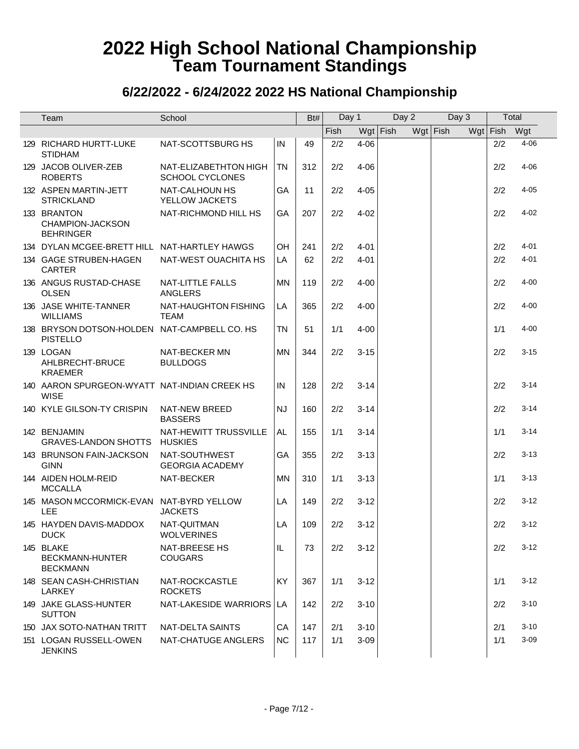# 2022 High School National Championship
## Team Tournament Standings

### 6/22/2022 - 6/24/2022 2022 HS National Championship

| | Team | School | | Bt# | Day 1 | | Day 2 | | Day 3 | | Total | |
|---|---|---|---|---|---|---|---|---|---|---|---|---|
| | | | | | Fish | Wgt | Fish | Wgt | Fish | Wgt | Fish | Wgt |
| 129 | RICHARD HURTT-LUKE STIDHAM | NAT-SCOTTSBURG HS | IN | 49 | 2/2 | 4-06 | | | | | 2/2 | 4-06 |
| 129 | JACOB OLIVER-ZEB ROBERTS | NAT-ELIZABETHTON HIGH SCHOOL CYCLONES | TN | 312 | 2/2 | 4-06 | | | | | 2/2 | 4-06 |
| 132 | ASPEN MARTIN-JETT STRICKLAND | NAT-CALHOUN HS YELLOW JACKETS | GA | 11 | 2/2 | 4-05 | | | | | 2/2 | 4-05 |
| 133 | BRANTON CHAMPION-JACKSON BEHRINGER | NAT-RICHMOND HILL HS | GA | 207 | 2/2 | 4-02 | | | | | 2/2 | 4-02 |
| 134 | DYLAN MCGEE-BRETT HILL | NAT-HARTLEY HAWGS | OH | 241 | 2/2 | 4-01 | | | | | 2/2 | 4-01 |
| 134 | GAGE STRUBEN-HAGEN CARTER | NAT-WEST OUACHITA HS | LA | 62 | 2/2 | 4-01 | | | | | 2/2 | 4-01 |
| 136 | ANGUS RUSTAD-CHASE OLSEN | NAT-LITTLE FALLS ANGLERS | MN | 119 | 2/2 | 4-00 | | | | | 2/2 | 4-00 |
| 136 | JASE WHITE-TANNER WILLIAMS | NAT-HAUGHTON FISHING TEAM | LA | 365 | 2/2 | 4-00 | | | | | 2/2 | 4-00 |
| 138 | BRYSON DOTSON-HOLDEN PISTELLO | NAT-CAMPBELL CO. HS | TN | 51 | 1/1 | 4-00 | | | | | 1/1 | 4-00 |
| 139 | LOGAN AHLBRECHT-BRUCE KRAEMER | NAT-BECKER MN BULLDOGS | MN | 344 | 2/2 | 3-15 | | | | | 2/2 | 3-15 |
| 140 | AARON SPURGEON-WYATT WISE | NAT-INDIAN CREEK HS | IN | 128 | 2/2 | 3-14 | | | | | 2/2 | 3-14 |
| 140 | KYLE GILSON-TY CRISPIN | NAT-NEW BREED BASSERS | NJ | 160 | 2/2 | 3-14 | | | | | 2/2 | 3-14 |
| 142 | BENJAMIN GRAVES-LANDON SHOTTS | NAT-HEWITT TRUSSVILLE HUSKIES | AL | 155 | 1/1 | 3-14 | | | | | 1/1 | 3-14 |
| 143 | BRUNSON FAIN-JACKSON GINN | NAT-SOUTHWEST GEORGIA ACADEMY | GA | 355 | 2/2 | 3-13 | | | | | 2/2 | 3-13 |
| 144 | AIDEN HOLM-REID MCCALLA | NAT-BECKER | MN | 310 | 1/1 | 3-13 | | | | | 1/1 | 3-13 |
| 145 | MASON MCCORMICK-EVAN LEE | NAT-BYRD YELLOW JACKETS | LA | 149 | 2/2 | 3-12 | | | | | 2/2 | 3-12 |
| 145 | HAYDEN DAVIS-MADDOX DUCK | NAT-QUITMAN WOLVERINES | LA | 109 | 2/2 | 3-12 | | | | | 2/2 | 3-12 |
| 145 | BLAKE BECKMANN-HUNTER BECKMANN | NAT-BREESE HS COUGARS | IL | 73 | 2/2 | 3-12 | | | | | 2/2 | 3-12 |
| 148 | SEAN CASH-CHRISTIAN LARKEY | NAT-ROCKCASTLE ROCKETS | KY | 367 | 1/1 | 3-12 | | | | | 1/1 | 3-12 |
| 149 | JAKE GLASS-HUNTER SUTTON | NAT-LAKESIDE WARRIORS | LA | 142 | 2/2 | 3-10 | | | | | 2/2 | 3-10 |
| 150 | JAX SOTO-NATHAN TRITT | NAT-DELTA SAINTS | CA | 147 | 2/1 | 3-10 | | | | | 2/1 | 3-10 |
| 151 | LOGAN RUSSELL-OWEN JENKINS | NAT-CHATUGE ANGLERS | NC | 117 | 1/1 | 3-09 | | | | | 1/1 | 3-09 |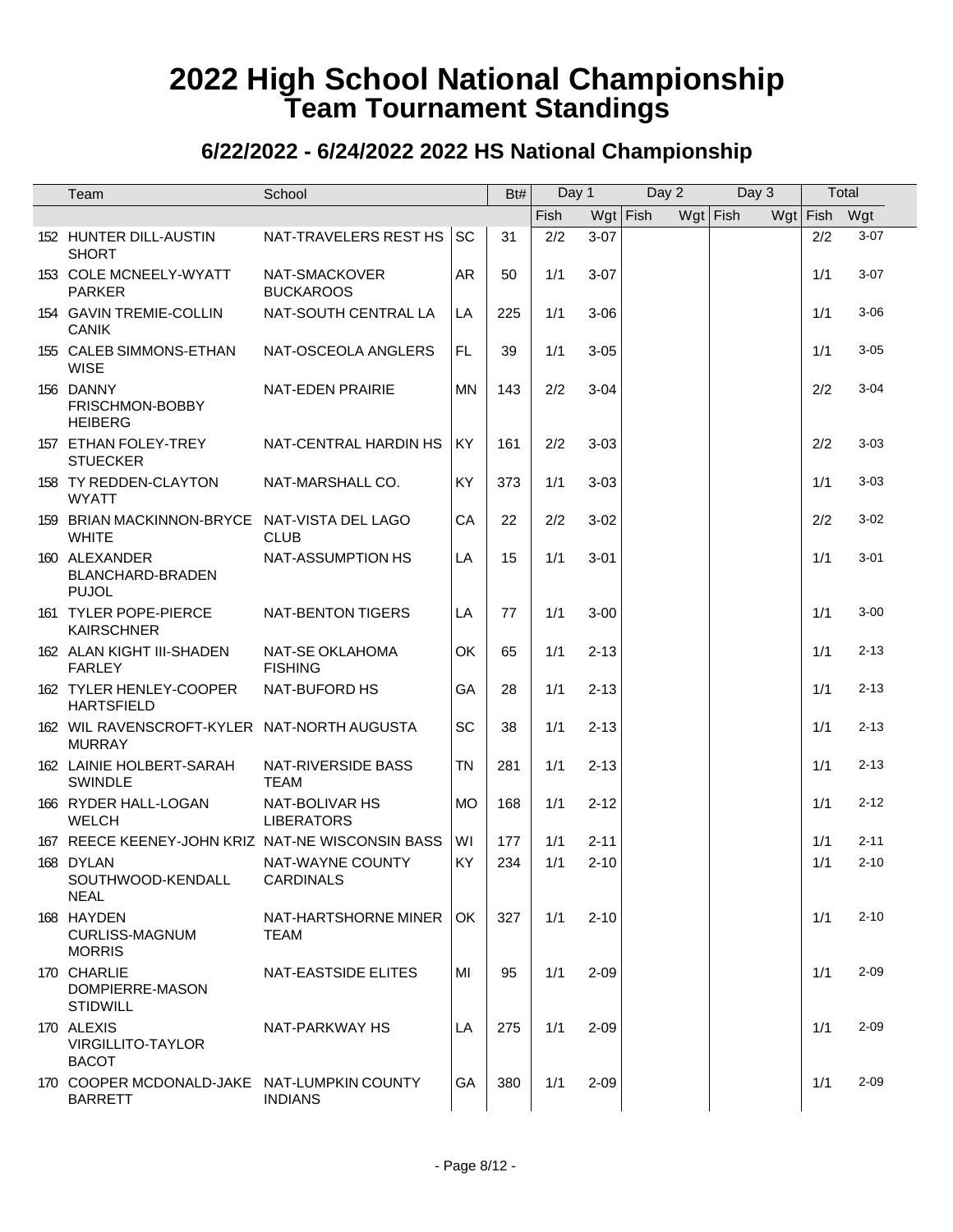# 2022 High School National Championship
# Team Tournament Standings

## 6/22/2022 - 6/24/2022 2022 HS National Championship

| | Team | School | | Bt# | Day 1 | | Day 2 | | Day 3 | | Total | |
|---|---|---|---|---|---|---|---|---|---|---|---|---|
| | | | | | Fish | Wgt | Fish | Wgt | Fish | Wgt | Fish | Wgt |
| 152 | HUNTER DILL-AUSTIN SHORT | NAT-TRAVELERS REST HS | SC | 31 | 2/2 | 3-07 | | | | | 2/2 | 3-07 |
| 153 | COLE MCNEELY-WYATT PARKER | NAT-SMACKOVER BUCKAROOS | AR | 50 | 1/1 | 3-07 | | | | | 1/1 | 3-07 |
| 154 | GAVIN TREMIE-COLLIN CANIK | NAT-SOUTH CENTRAL LA | LA | 225 | 1/1 | 3-06 | | | | | 1/1 | 3-06 |
| 155 | CALEB SIMMONS-ETHAN WISE | NAT-OSCEOLA ANGLERS | FL | 39 | 1/1 | 3-05 | | | | | 1/1 | 3-05 |
| 156 | DANNY FRISCHMON-BOBBY HEIBERG | NAT-EDEN PRAIRIE | MN | 143 | 2/2 | 3-04 | | | | | 2/2 | 3-04 |
| 157 | ETHAN FOLEY-TREY STUECKER | NAT-CENTRAL HARDIN HS | KY | 161 | 2/2 | 3-03 | | | | | 2/2 | 3-03 |
| 158 | TY REDDEN-CLAYTON WYATT | NAT-MARSHALL CO. | KY | 373 | 1/1 | 3-03 | | | | | 1/1 | 3-03 |
| 159 | BRIAN MACKINNON-BRYCE WHITE | NAT-VISTA DEL LAGO CLUB | CA | 22 | 2/2 | 3-02 | | | | | 2/2 | 3-02 |
| 160 | ALEXANDER BLANCHARD-BRADEN PUJOL | NAT-ASSUMPTION HS | LA | 15 | 1/1 | 3-01 | | | | | 1/1 | 3-01 |
| 161 | TYLER POPE-PIERCE KAIRSCHNER | NAT-BENTON TIGERS | LA | 77 | 1/1 | 3-00 | | | | | 1/1 | 3-00 |
| 162 | ALAN KIGHT III-SHADEN FARLEY | NAT-SE OKLAHOMA FISHING | OK | 65 | 1/1 | 2-13 | | | | | 1/1 | 2-13 |
| 162 | TYLER HENLEY-COOPER HARTSFIELD | NAT-BUFORD HS | GA | 28 | 1/1 | 2-13 | | | | | 1/1 | 2-13 |
| 162 | WIL RAVENSCROFT-KYLER MURRAY | NAT-NORTH AUGUSTA | SC | 38 | 1/1 | 2-13 | | | | | 1/1 | 2-13 |
| 162 | LAINIE HOLBERT-SARAH SWINDLE | NAT-RIVERSIDE BASS TEAM | TN | 281 | 1/1 | 2-13 | | | | | 1/1 | 2-13 |
| 166 | RYDER HALL-LOGAN WELCH | NAT-BOLIVAR HS LIBERATORS | MO | 168 | 1/1 | 2-12 | | | | | 1/1 | 2-12 |
| 167 | REECE KEENEY-JOHN KRIZ | NAT-NE WISCONSIN BASS | WI | 177 | 1/1 | 2-11 | | | | | 1/1 | 2-11 |
| 168 | DYLAN SOUTHWOOD-KENDALL NEAL | NAT-WAYNE COUNTY CARDINALS | KY | 234 | 1/1 | 2-10 | | | | | 1/1 | 2-10 |
| 168 | HAYDEN CURLISS-MAGNUM MORRIS | NAT-HARTSHORNE MINER TEAM | OK | 327 | 1/1 | 2-10 | | | | | 1/1 | 2-10 |
| 170 | CHARLIE DOMPIERRE-MASON STIDWILL | NAT-EASTSIDE ELITES | MI | 95 | 1/1 | 2-09 | | | | | 1/1 | 2-09 |
| 170 | ALEXIS VIRGILLITO-TAYLOR BACOT | NAT-PARKWAY HS | LA | 275 | 1/1 | 2-09 | | | | | 1/1 | 2-09 |
| 170 | COOPER MCDONALD-JAKE BARRETT | NAT-LUMPKIN COUNTY INDIANS | GA | 380 | 1/1 | 2-09 | | | | | 1/1 | 2-09 |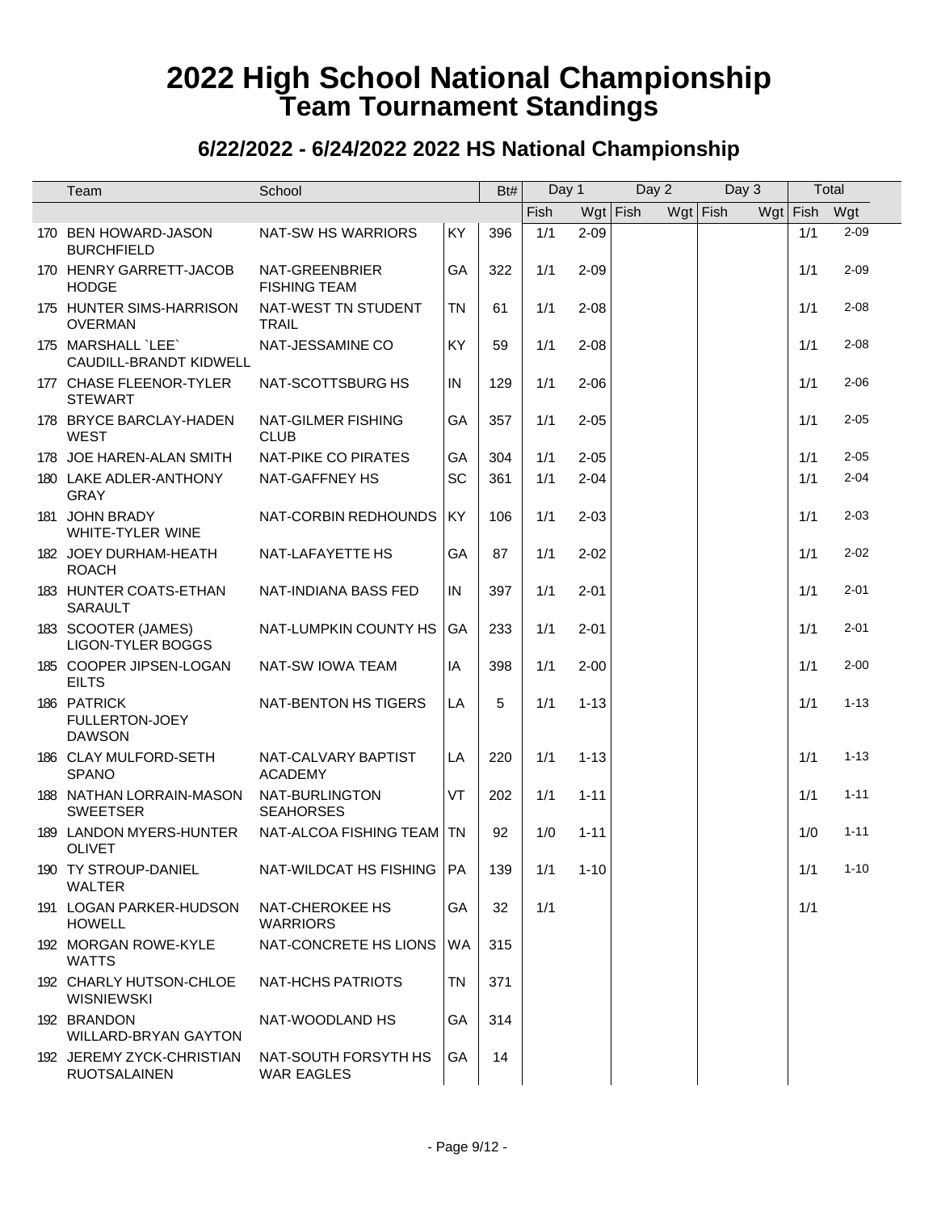# 2022 High School National Championship
# Team Tournament Standings

## 6/22/2022 - 6/24/2022 2022 HS National Championship

| | Team | School | | Bt# | Day 1 | | Day 2 | | Day 3 | | Total | |
|---|---|---|---|---|---|---|---|---|---|---|---|---|
| | | | | | Fish | Wgt | Fish | Wgt | Fish | Wgt | Fish | Wgt |
| 170 | BEN HOWARD-JASON BURCHFIELD | NAT-SW HS WARRIORS | KY | 396 | 1/1 | 2-09 | | | | | 1/1 | 2-09 |
| 170 | HENRY GARRETT-JACOB HODGE | NAT-GREENBRIER FISHING TEAM | GA | 322 | 1/1 | 2-09 | | | | | 1/1 | 2-09 |
| 175 | HUNTER SIMS-HARRISON OVERMAN | NAT-WEST TN STUDENT TRAIL | TN | 61 | 1/1 | 2-08 | | | | | 1/1 | 2-08 |
| 175 | MARSHALL `LEE` CAUDILL-BRANDT KIDWELL | NAT-JESSAMINE CO | KY | 59 | 1/1 | 2-08 | | | | | 1/1 | 2-08 |
| 177 | CHASE FLEENOR-TYLER STEWART | NAT-SCOTTSBURG HS | IN | 129 | 1/1 | 2-06 | | | | | 1/1 | 2-06 |
| 178 | BRYCE BARCLAY-HADEN WEST | NAT-GILMER FISHING CLUB | GA | 357 | 1/1 | 2-05 | | | | | 1/1 | 2-05 |
| 178 | JOE HAREN-ALAN SMITH | NAT-PIKE CO PIRATES | GA | 304 | 1/1 | 2-05 | | | | | 1/1 | 2-05 |
| 180 | LAKE ADLER-ANTHONY GRAY | NAT-GAFFNEY HS | SC | 361 | 1/1 | 2-04 | | | | | 1/1 | 2-04 |
| 181 | JOHN BRADY WHITE-TYLER WINE | NAT-CORBIN REDHOUNDS | KY | 106 | 1/1 | 2-03 | | | | | 1/1 | 2-03 |
| 182 | JOEY DURHAM-HEATH ROACH | NAT-LAFAYETTE HS | GA | 87 | 1/1 | 2-02 | | | | | 1/1 | 2-02 |
| 183 | HUNTER COATS-ETHAN SARAULT | NAT-INDIANA BASS FED | IN | 397 | 1/1 | 2-01 | | | | | 1/1 | 2-01 |
| 183 | SCOOTER (JAMES) LIGON-TYLER BOGGS | NAT-LUMPKIN COUNTY HS | GA | 233 | 1/1 | 2-01 | | | | | 1/1 | 2-01 |
| 185 | COOPER JIPSEN-LOGAN EILTS | NAT-SW IOWA TEAM | IA | 398 | 1/1 | 2-00 | | | | | 1/1 | 2-00 |
| 186 | PATRICK FULLERTON-JOEY DAWSON | NAT-BENTON HS TIGERS | LA | 5 | 1/1 | 1-13 | | | | | 1/1 | 1-13 |
| 186 | CLAY MULFORD-SETH SPANO | NAT-CALVARY BAPTIST ACADEMY | LA | 220 | 1/1 | 1-13 | | | | | 1/1 | 1-13 |
| 188 | NATHAN LORRAIN-MASON SWEETSER | NAT-BURLINGTON SEAHORSES | VT | 202 | 1/1 | 1-11 | | | | | 1/1 | 1-11 |
| 189 | LANDON MYERS-HUNTER OLIVET | NAT-ALCOA FISHING TEAM | TN | 92 | 1/0 | 1-11 | | | | | 1/0 | 1-11 |
| 190 | TY STROUP-DANIEL WALTER | NAT-WILDCAT HS FISHING | PA | 139 | 1/1 | 1-10 | | | | | 1/1 | 1-10 |
| 191 | LOGAN PARKER-HUDSON HOWELL | NAT-CHEROKEE HS WARRIORS | GA | 32 | 1/1 | | | | | | 1/1 | |
| 192 | MORGAN ROWE-KYLE WATTS | NAT-CONCRETE HS LIONS | WA | 315 | | | | | | | | |
| 192 | CHARLY HUTSON-CHLOE WISNIEWSKI | NAT-HCHS PATRIOTS | TN | 371 | | | | | | | | |
| 192 | BRANDON WILLARD-BRYAN GAYTON | NAT-WOODLAND HS | GA | 314 | | | | | | | | |
| 192 | JEREMY ZYCK-CHRISTIAN RUOTSALAINEN | NAT-SOUTH FORSYTH HS WAR EAGLES | GA | 14 | | | | | | | | |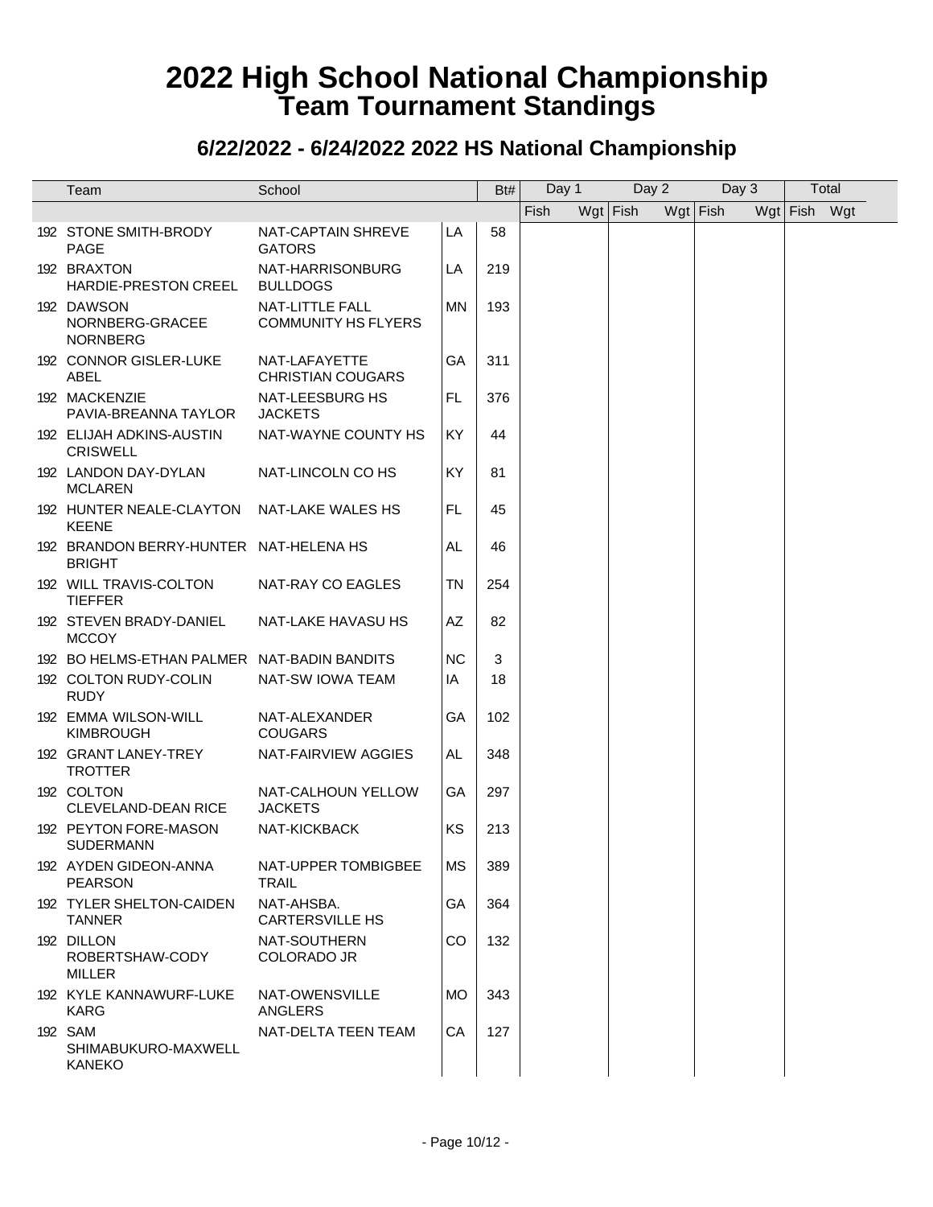# 2022 High School National Championship
## Team Tournament Standings

### 6/22/2022 - 6/24/2022 2022 HS National Championship

| | Team | School | | Bt# | Day 1 | | Day 2 | | Day 3 | | Total | |
|---|---|---|---|---|---|---|---|---|---|---|---|---|
| | | | | | Fish | Wgt | Fish | Wgt | Fish | Wgt | Fish | Wgt |
| 192 | STONE SMITH-BRODY PAGE | NAT-CAPTAIN SHREVE GATORS | LA | 58 | | | | | | | | |
| 192 | BRAXTON HARDIE-PRESTON CREEL | NAT-HARRISONBURG BULLDOGS | LA | 219 | | | | | | | | |
| 192 | DAWSON NORNBERG-GRACEE NORNBERG | NAT-LITTLE FALL COMMUNITY HS FLYERS | MN | 193 | | | | | | | | |
| 192 | CONNOR GISLER-LUKE ABEL | NAT-LAFAYETTE CHRISTIAN COUGARS | GA | 311 | | | | | | | | |
| 192 | MACKENZIE PAVIA-BREANNA TAYLOR | NAT-LEESBURG HS JACKETS | FL | 376 | | | | | | | | |
| 192 | ELIJAH ADKINS-AUSTIN CRISWELL | NAT-WAYNE COUNTY HS | KY | 44 | | | | | | | | |
| 192 | LANDON DAY-DYLAN MCLAREN | NAT-LINCOLN CO HS | KY | 81 | | | | | | | | |
| 192 | HUNTER NEALE-CLAYTON KEENE | NAT-LAKE WALES HS | FL | 45 | | | | | | | | |
| 192 | BRANDON BERRY-HUNTER BRIGHT | NAT-HELENA HS | AL | 46 | | | | | | | | |
| 192 | WILL TRAVIS-COLTON TIEFFER | NAT-RAY CO EAGLES | TN | 254 | | | | | | | | |
| 192 | STEVEN BRADY-DANIEL MCCOY | NAT-LAKE HAVASU HS | AZ | 82 | | | | | | | | |
| 192 | BO HELMS-ETHAN PALMER | NAT-BADIN BANDITS | NC | 3 | | | | | | | | |
| 192 | COLTON RUDY-COLIN RUDY | NAT-SW IOWA TEAM | IA | 18 | | | | | | | | |
| 192 | EMMA WILSON-WILL KIMBROUGH | NAT-ALEXANDER COUGARS | GA | 102 | | | | | | | | |
| 192 | GRANT LANEY-TREY TROTTER | NAT-FAIRVIEW AGGIES | AL | 348 | | | | | | | | |
| 192 | COLTON CLEVELAND-DEAN RICE | NAT-CALHOUN YELLOW JACKETS | GA | 297 | | | | | | | | |
| 192 | PEYTON FORE-MASON SUDERMANN | NAT-KICKBACK | KS | 213 | | | | | | | | |
| 192 | AYDEN GIDEON-ANNA PEARSON | NAT-UPPER TOMBIGBEE TRAIL | MS | 389 | | | | | | | | |
| 192 | TYLER SHELTON-CAIDEN TANNER | NAT-AHSBA. CARTERSVILLE HS | GA | 364 | | | | | | | | |
| 192 | DILLON ROBERTSHAW-CODY MILLER | NAT-SOUTHERN COLORADO JR | CO | 132 | | | | | | | | |
| 192 | KYLE KANNAWURF-LUKE KARG | NAT-OWENSVILLE ANGLERS | MO | 343 | | | | | | | | |
| 192 | SAM SHIMABUKURO-MAXWELL KANEKO | NAT-DELTA TEEN TEAM | CA | 127 | | | | | | | | |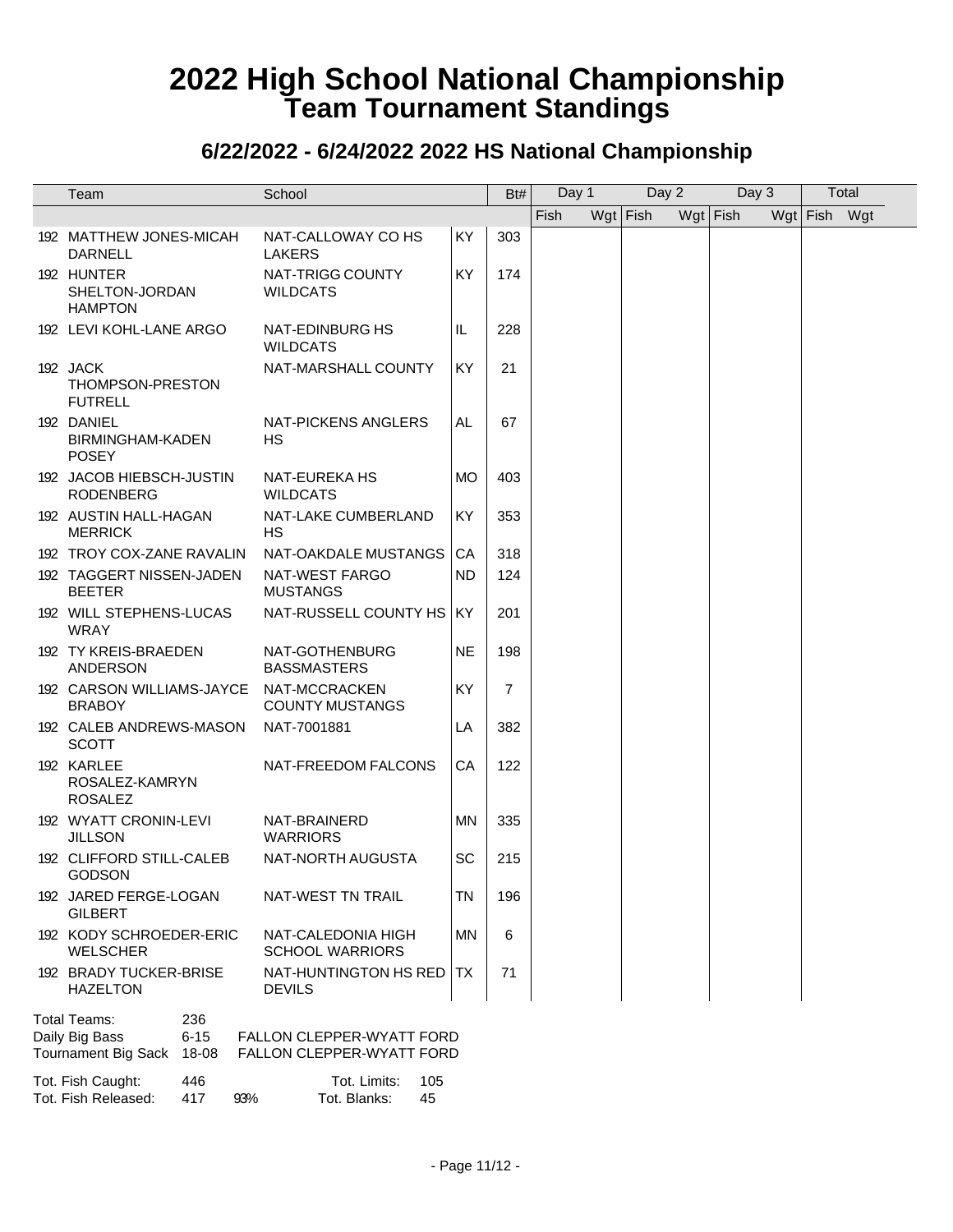# 2022 High School National Championship
## Team Tournament Standings

### 6/22/2022 - 6/24/2022 2022 HS National Championship

| | Team | School | | Bt# | Day 1 | | Day 2 | | Day 3 | | Total | |
|---|---|---|---|---|---|---|---|---|---|---|---|---|
| | | | | | Fish | Wgt | Fish | Wgt | Fish | Wgt | Fish | Wgt |
| 192 | MATTHEW JONES-MICAH DARNELL | NAT-CALLOWAY CO HS LAKERS | KY | 303 | | | | | | | | |
| 192 | HUNTER SHELTON-JORDAN HAMPTON | NAT-TRIGG COUNTY WILDCATS | KY | 174 | | | | | | | | |
| 192 | LEVI KOHL-LANE ARGO | NAT-EDINBURG HS WILDCATS | IL | 228 | | | | | | | | |
| 192 | JACK THOMPSON-PRESTON FUTRELL | NAT-MARSHALL COUNTY | KY | 21 | | | | | | | | |
| 192 | DANIEL BIRMINGHAM-KADEN POSEY | NAT-PICKENS ANGLERS HS | AL | 67 | | | | | | | | |
| 192 | JACOB HIEBSCH-JUSTIN RODENBERG | NAT-EUREKA HS WILDCATS | MO | 403 | | | | | | | | |
| 192 | AUSTIN HALL-HAGAN MERRICK | NAT-LAKE CUMBERLAND HS | KY | 353 | | | | | | | | |
| 192 | TROY COX-ZANE RAVALIN | NAT-OAKDALE MUSTANGS | CA | 318 | | | | | | | | |
| 192 | TAGGERT NISSEN-JADEN BEETER | NAT-WEST FARGO MUSTANGS | ND | 124 | | | | | | | | |
| 192 | WILL STEPHENS-LUCAS WRAY | NAT-RUSSELL COUNTY HS | KY | 201 | | | | | | | | |
| 192 | TY KREIS-BRAEDEN ANDERSON | NAT-GOTHENBURG BASSMASTERS | NE | 198 | | | | | | | | |
| 192 | CARSON WILLIAMS-JAYCE BRABOY | NAT-MCCRACKEN COUNTY MUSTANGS | KY | 7 | | | | | | | | |
| 192 | CALEB ANDREWS-MASON SCOTT | NAT-7001881 | LA | 382 | | | | | | | | |
| 192 | KARLEE ROSALEZ-KAMRYN ROSALEZ | NAT-FREEDOM FALCONS | CA | 122 | | | | | | | | |
| 192 | WYATT CRONIN-LEVI JILLSON | NAT-BRAINERD WARRIORS | MN | 335 | | | | | | | | |
| 192 | CLIFFORD STILL-CALEB GODSON | NAT-NORTH AUGUSTA | SC | 215 | | | | | | | | |
| 192 | JARED FERGE-LOGAN GILBERT | NAT-WEST TN TRAIL | TN | 196 | | | | | | | | |
| 192 | KODY SCHROEDER-ERIC WELSCHER | NAT-CALEDONIA HIGH SCHOOL WARRIORS | MN | 6 | | | | | | | | |
| 192 | BRADY TUCKER-BRISE HAZELTON | NAT-HUNTINGTON HS RED DEVILS | TX | 71 | | | | | | | | |

Total Teams: 236
Daily Big Bass 6-15 FALLON CLEPPER-WYATT FORD
Tournament Big Sack 18-08 FALLON CLEPPER-WYATT FORD

Tot. Fish Caught: 446 Tot. Limits: 105
Tot. Fish Released: 417 93% Tot. Blanks: 45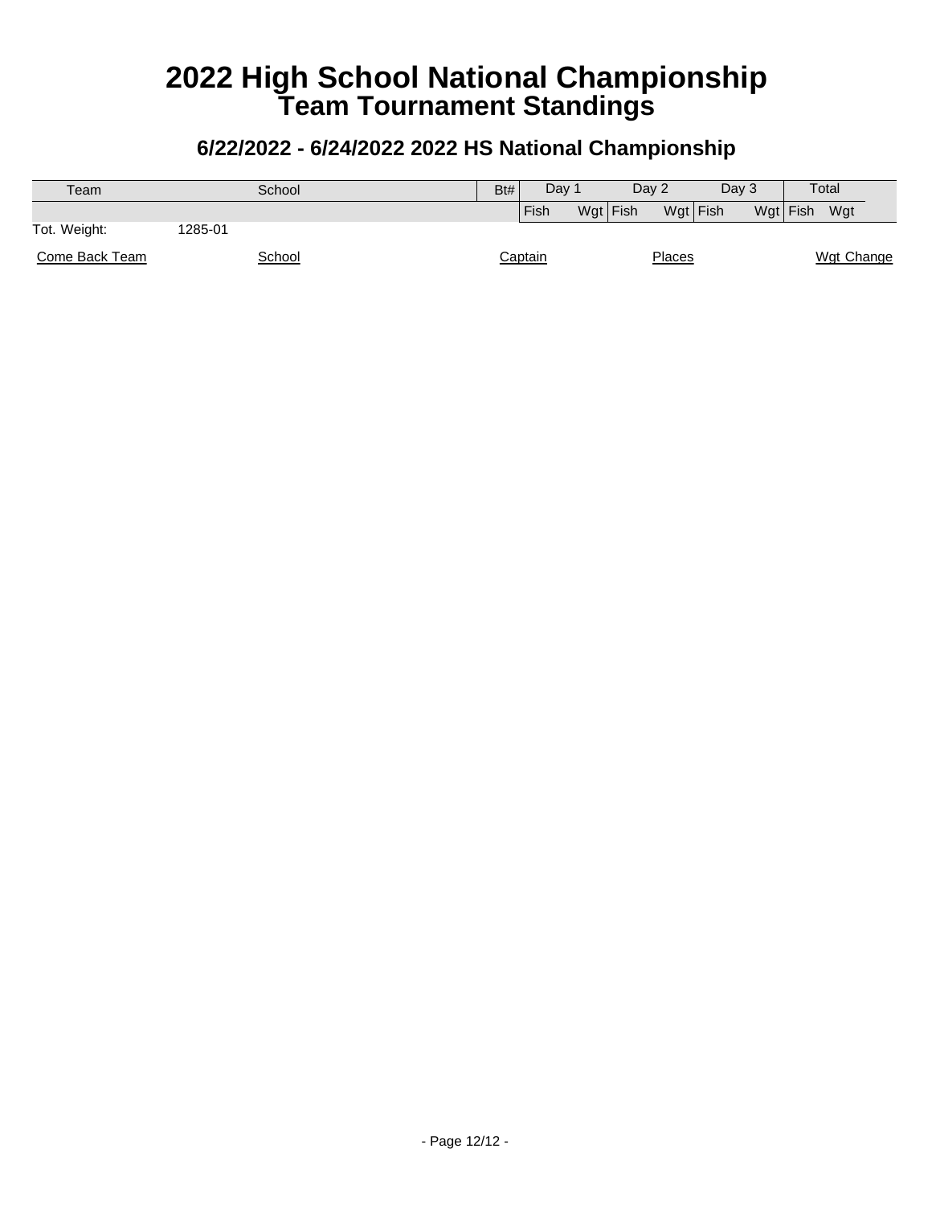# 2022 High School National Championship
## Team Tournament Standings

### 6/22/2022 - 6/24/2022 2022 HS National Championship

| Team | School | Bt# | Day 1 | | Day 2 | | Day 3 | | Total | |
|---|---|---|---|---|---|---|---|---|---|---|
| | | | Fish | Wgt | Fish | Wgt | Fish | Wgt | Fish | Wgt |

Tot. Weight: 1285-01

| Come Back Team | School | Captain | Places | Wgt Change |
|---|---|---|---|---|